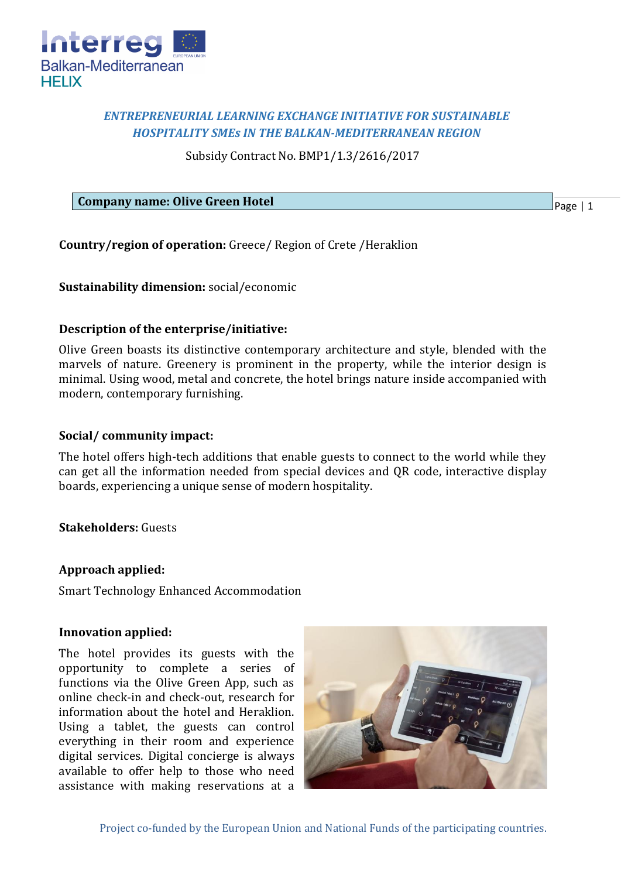*ENTREPRENEURIAL LEARNING EXCHANGE INITIATIVE FOR SUSTAINABLE HOSPITALITY SMEs IN THE BALKAN-MEDITERRANEAN REGION*

Subsidy Contract No. BMP1/1.3/2616/2017

**Company name: Olive Green Hotel**

**Country/region of operation:** Greece/ Region of Crete /Heraklion

**Sustainability dimension:** social/economic

**Description of the enterprise/initiative:**

Olive Green boasts its distinctive contemporary architecture and style, blended with the marvels of nature. Greenery is prominent in the property, while the interior design is minimal. Using wood, metal and concrete, the hotel brings nature inside accompanied with modern, contemporary furnishing.

**Social/ community impact:**

The hotel offers high-tech additions that enable guests to connect to the world while they can get all the information needed from special devices and QR code, interactive display boards, experiencing a unique sense of modern hospitality.

**Stakeholders:** Guests

**Approach applied:**

Smart Technology Enhanced Accommodation

**Innovation applied:**

The hotel provides its guests with the opportunity to complete a series of functions via the Olive Green App, such as online check-in and check-out, research for information about the hotel and Heraklion. Using a tablet, the guests can control everything in their room and experience digital services. Digital concierge is always available to offer help to those who need assistance with making reservations at a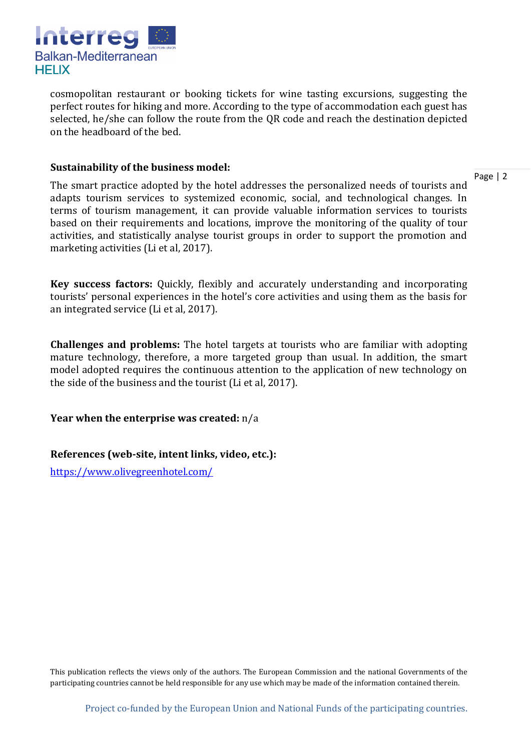cosmopolitan restaurant or booking tickets for wine tasting excursions, suggesting the perfect routes for hiking and more. According to the type of accommodation each guest has selected, he/she can follow the route from the QR code and reach the destination depicted on the headboard of the bed.

**Sustainability of the business model:**

The smart practice adopted by the hotel addresses the personalized needs of tourists and adapts tourism services to systemized economic, social, and technological changes. In terms of tourism management, it can provide valuable information services to tourists based on their requirements and locations, improve the monitoring of the quality of tour activities, and statistically analyse tourist groups in order to support the promotion and marketing activities (Li et al, 2017).

**Key success factors:** Quickly, flexibly and accurately understanding and incorporating tourists' personal experiences in the hotel's core activities and using them as the basis for an integrated service (Li et al, 2017).

**Challenges and problems:** The hotel targets at tourists who are familiar with adopting mature technology, therefore, a more targeted group than usual. In addition, the smart model adopted requires the continuous attention to the application of new technology on the side of the business and the tourist (Li et al, 2017).

**Year when the enterprise was created:** n/a

**References (web-site, intent links, video, etc.):**

[https://www.olivegreenhotel.com/](https://www.olivegreenhotel.com/)

This publication reflects the views only of the authors. The European Commission and the national Governments of the participating countries cannot be held responsible for any use which may be made of the information contained therein.

Project co-funded by the European Union and National Funds of the participating countries.